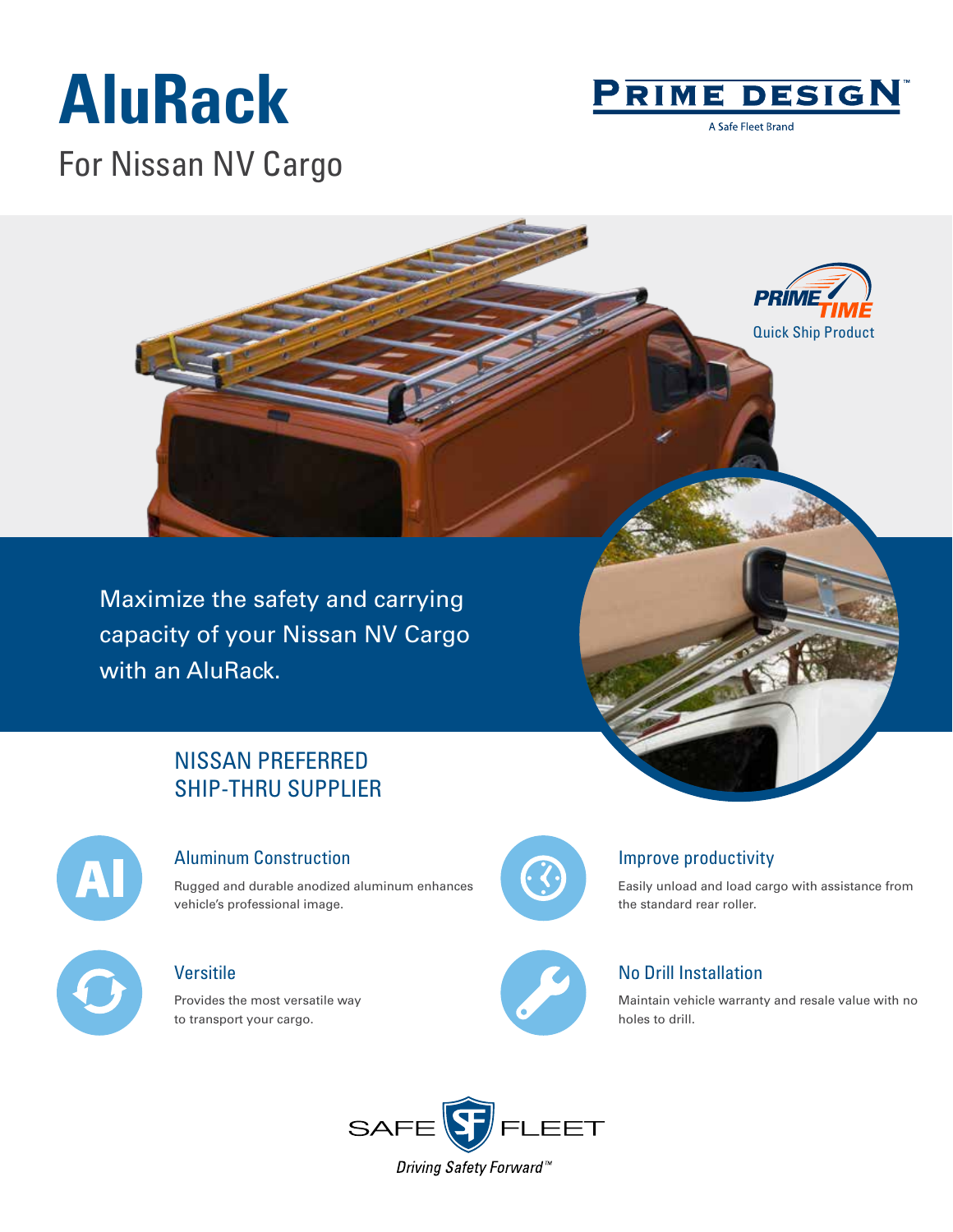# AluRack

## For Nissan NV Cargo

PRIME DESIGN™

A Safe Fleet Brand

PRIME TIME

Quick Ship Product

Maximize the safety and carrying capacity of your Nissan NV Cargo with an AluRack.

## NISSAN PREFERRED SHIP-THRU SUPPLIER

### Aluminum Construction

Rugged and durable anodized aluminum enhances vehicle's professional image.

### Improve productivity

Easily unload and load cargo with assistance from the standard rear roller.

### Versitile

Provides the most versatile way to transport your cargo.

### No Drill Installation

Maintain vehicle warranty and resale value with no holes to drill.

SAFE FLEET

*Driving Safety Forward™*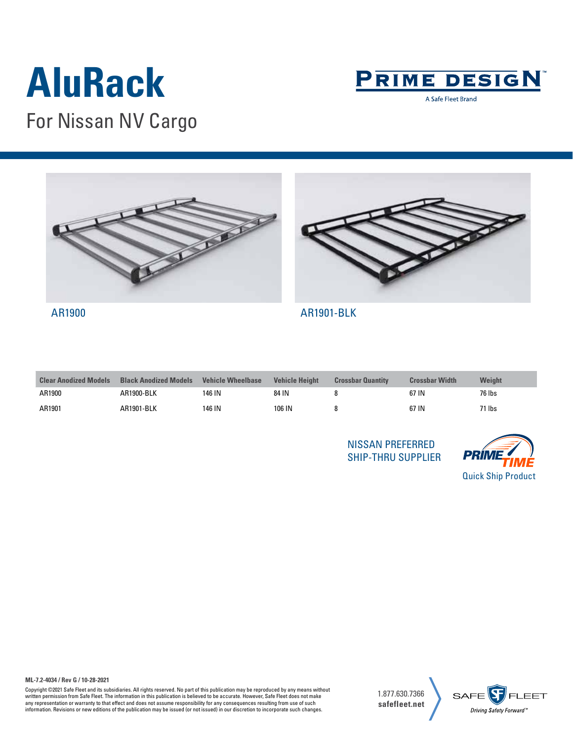# AluRack

For Nissan NV Cargo

PRIME DESIGN

A Safe Fleet Brand

AR1900

AR1901-BLK

| Clear Anodized Models | Black Anodized Models | Vehicle Wheelbase | Vehicle Height | Crossbar Quantity | Crossbar Width | Weight |
|---|---|---|---|---|---|---|
| AR1900 | AR1900-BLK | 146 IN | 84 IN | 8 | 67 IN | 76 lbs |
| AR1901 | AR1901-BLK | 146 IN | 106 IN | 8 | 67 IN | 71 lbs |

NISSAN PREFERRED SHIP-THRU SUPPLIER

PRIME TIME

Quick Ship Product

ML-7.2-4034 / Rev G / 10-28-2021

Copyright ©2021 Safe Fleet and its subsidiaries. All rights reserved. No part of this publication may be reproduced by any means without written permission from Safe Fleet. The information in this publication is believed to be accurate. However, Safe Fleet does not make any representation or warranty to that effect and does not assume responsibility for any consequences resulting from use of such information. Revisions or new editions of the publication may be issued (or not issued) in our discretion to incorporate such changes.

1.877.630.7366
**safefleet.net**

SAFE FLEET
*Driving Safety Forward™*